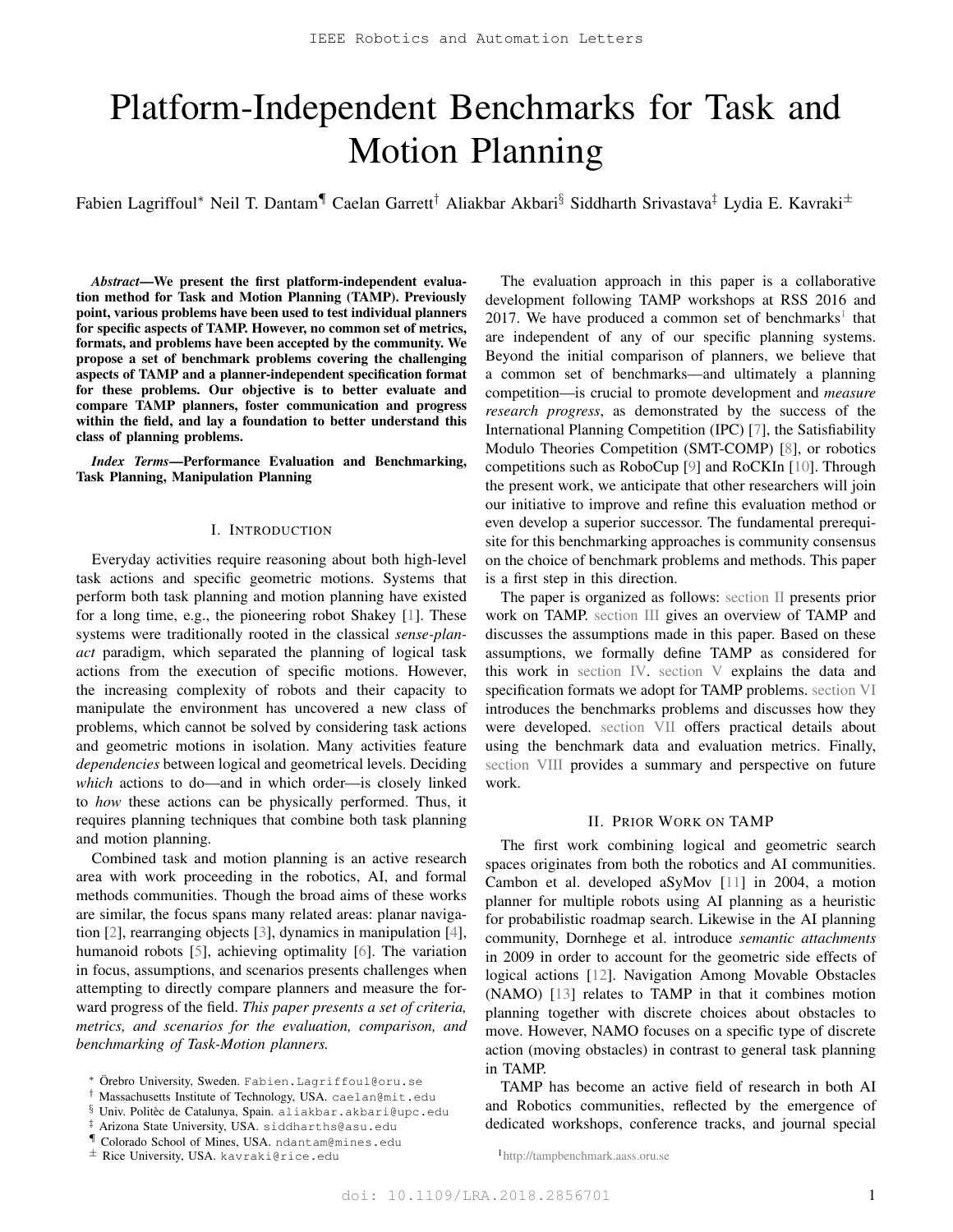# Platform-Independent Benchmarks for Task and Motion Planning

Fabien Lagriffoul[*] Neil T. Dantam[¶] Caelan Garrett[†] Aliakbar Akbari[§] Siddharth Srivastava[‡] Lydia E. Kavraki[±]

***Abstract*—We present the first platform-independent evaluation method for Task and Motion Planning (TAMP). Previously point, various problems have been used to test individual planners for specific aspects of TAMP. However, no common set of metrics, formats, and problems have been accepted by the community. We propose a set of benchmark problems covering the challenging aspects of TAMP and a planner-independent specification format for these problems. Our objective is to better evaluate and compare TAMP planners, foster communication and progress within the field, and lay a foundation to better understand this class of planning problems.**

***Index Terms*—Performance Evaluation and Benchmarking, Task Planning, Manipulation Planning**

## I. Introduction

Everyday activities require reasoning about both high-level task actions and specific geometric motions. Systems that perform both task planning and motion planning have existed for a long time, e.g., the pioneering robot Shakey [1]. These systems were traditionally rooted in the classical *sense-plan-act* paradigm, which separated the planning of logical task actions from the execution of specific motions. However, the increasing complexity of robots and their capacity to manipulate the environment has uncovered a new class of problems, which cannot be solved by considering task actions and geometric motions in isolation. Many activities feature *dependencies* between logical and geometrical levels. Deciding *which* actions to do—and in which order—is closely linked to *how* these actions can be physically performed. Thus, it requires planning techniques that combine both task planning and motion planning.

Combined task and motion planning is an active research area with work proceeding in the robotics, AI, and formal methods communities. Though the broad aims of these works are similar, the focus spans many related areas: planar navigation [2], rearranging objects [3], dynamics in manipulation [4], humanoid robots [5], achieving optimality [6]. The variation in focus, assumptions, and scenarios presents challenges when attempting to directly compare planners and measure the forward progress of the field. *This paper presents a set of criteria, metrics, and scenarios for the evaluation, comparison, and benchmarking of Task-Motion planners.*

The evaluation approach in this paper is a collaborative development following TAMP workshops at RSS 2016 and 2017. We have produced a common set of benchmarks[1] that are independent of any of our specific planning systems. Beyond the initial comparison of planners, we believe that a common set of benchmarks—and ultimately a planning competition—is crucial to promote development and *measure research progress*, as demonstrated by the success of the International Planning Competition (IPC) [7], the Satisfiability Modulo Theories Competition (SMT-COMP) [8], or robotics competitions such as RoboCup [9] and RoCKIn [10]. Through the present work, we anticipate that other researchers will join our initiative to improve and refine this evaluation method or even develop a superior successor. The fundamental prerequisite for this benchmarking approaches is community consensus on the choice of benchmark problems and methods. This paper is a first step in this direction.

The paper is organized as follows: section II presents prior work on TAMP. section III gives an overview of TAMP and discusses the assumptions made in this paper. Based on these assumptions, we formally define TAMP as considered for this work in section IV. section V explains the data and specification formats we adopt for TAMP problems. section VI introduces the benchmarks problems and discusses how they were developed. section VII offers practical details about using the benchmark data and evaluation metrics. Finally, section VIII provides a summary and perspective on future work.

## II. Prior Work on TAMP

The first work combining logical and geometric search spaces originates from both the robotics and AI communities. Cambon et al. developed aSyMov [11] in 2004, a motion planner for multiple robots using AI planning as a heuristic for probabilistic roadmap search. Likewise in the AI planning community, Dornhege et al. introduce *semantic attachments* in 2009 in order to account for the geometric side effects of logical actions [12]. Navigation Among Movable Obstacles (NAMO) [13] relates to TAMP in that it combines motion planning together with discrete choices about obstacles to move. However, NAMO focuses on a specific type of discrete action (moving obstacles) in contrast to general task planning in TAMP.

TAMP has become an active field of research in both AI and Robotics communities, reflected by the emergence of dedicated workshops, conference tracks, and journal special

[*] Örebro University, Sweden. Fabien.Lagriffoul@oru.se

[†] Massachusetts Institute of Technology, USA. caelan@mit.edu

[§] Univ. Politèc de Catalunya, Spain. aliakbar.akbari@upc.edu

[‡] Arizona State University, USA. siddharths@asu.edu

[¶] Colorado School of Mines, USA. ndantam@mines.edu

[±] Rice University, USA. kavraki@rice.edu

[1] http://tampbenchmark.aass.oru.se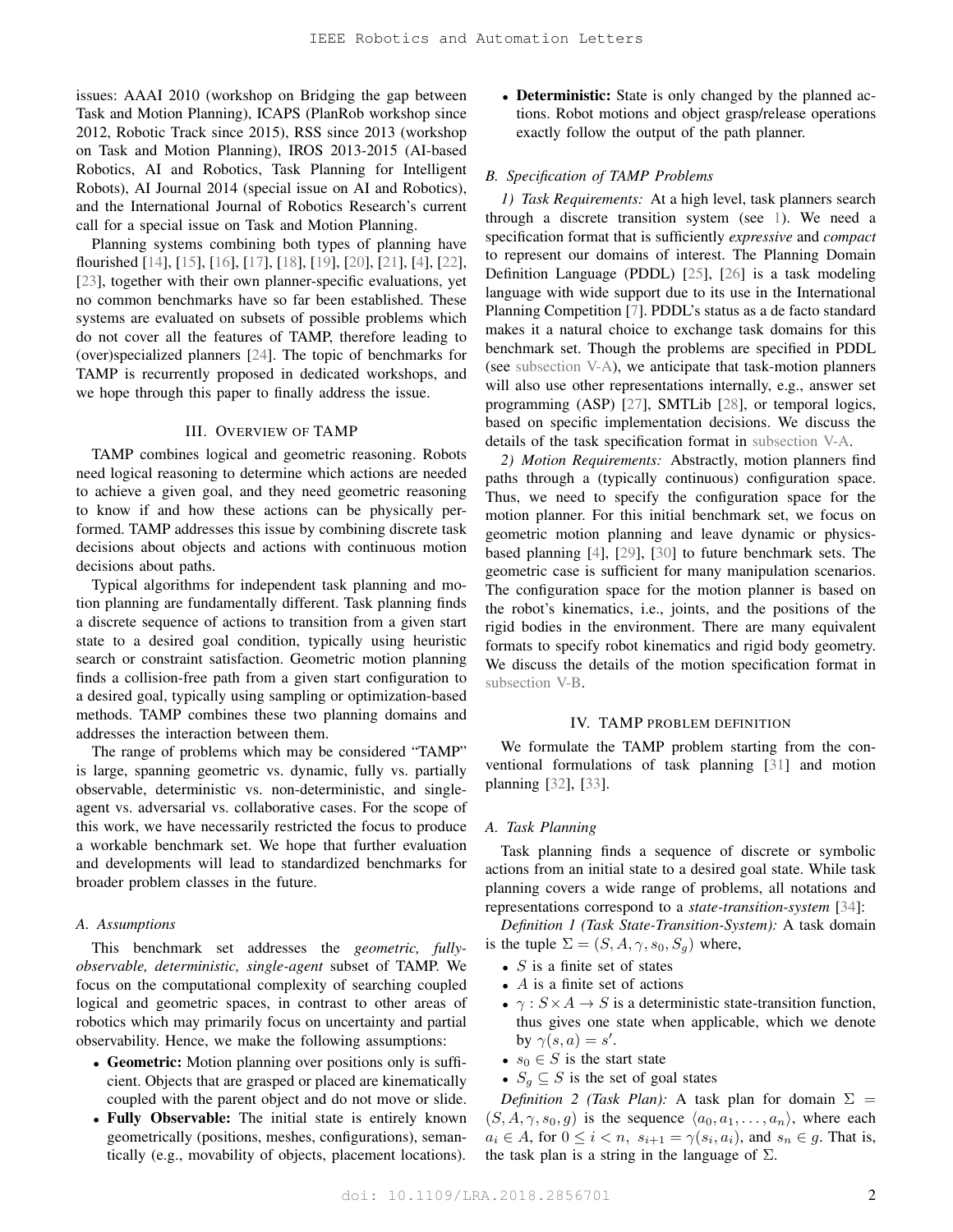issues: AAAI 2010 (workshop on Bridging the gap between Task and Motion Planning), ICAPS (PlanRob workshop since 2012, Robotic Track since 2015), RSS since 2013 (workshop on Task and Motion Planning), IROS 2013-2015 (AI-based Robotics, AI and Robotics, Task Planning for Intelligent Robots), AI Journal 2014 (special issue on AI and Robotics), and the International Journal of Robotics Research's current call for a special issue on Task and Motion Planning.

Planning systems combining both types of planning have flourished [14], [15], [16], [17], [18], [19], [20], [21], [4], [22], [23], together with their own planner-specific evaluations, yet no common benchmarks have so far been established. These systems are evaluated on subsets of possible problems which do not cover all the features of TAMP, therefore leading to (over)specialized planners [24]. The topic of benchmarks for TAMP is recurrently proposed in dedicated workshops, and we hope through this paper to finally address the issue.

## III. Overview of TAMP

TAMP combines logical and geometric reasoning. Robots need logical reasoning to determine which actions are needed to achieve a given goal, and they need geometric reasoning to know if and how these actions can be physically performed. TAMP addresses this issue by combining discrete task decisions about objects and actions with continuous motion decisions about paths.

Typical algorithms for independent task planning and motion planning are fundamentally different. Task planning finds a discrete sequence of actions to transition from a given start state to a desired goal condition, typically using heuristic search or constraint satisfaction. Geometric motion planning finds a collision-free path from a given start configuration to a desired goal, typically using sampling or optimization-based methods. TAMP combines these two planning domains and addresses the interaction between them.

The range of problems which may be considered "TAMP" is large, spanning geometric vs. dynamic, fully vs. partially observable, deterministic vs. non-deterministic, and single-agent vs. adversarial vs. collaborative cases. For the scope of this work, we have necessarily restricted the focus to produce a workable benchmark set. We hope that further evaluation and developments will lead to standardized benchmarks for broader problem classes in the future.

### A. Assumptions

This benchmark set addresses the *geometric, fully-observable, deterministic, single-agent* subset of TAMP. We focus on the computational complexity of searching coupled logical and geometric spaces, in contrast to other areas of robotics which may primarily focus on uncertainty and partial observability. Hence, we make the following assumptions:

- **Geometric:** Motion planning over positions only is sufficient. Objects that are grasped or placed are kinematically coupled with the parent object and do not move or slide.
- **Fully Observable:** The initial state is entirely known geometrically (positions, meshes, configurations), semantically (e.g., movability of objects, placement locations).
- **Deterministic:** State is only changed by the planned actions. Robot motions and object grasp/release operations exactly follow the output of the path planner.

### B. Specification of TAMP Problems

*1) Task Requirements:* At a high level, task planners search through a discrete transition system (see 1). We need a specification format that is sufficiently *expressive* and *compact* to represent our domains of interest. The Planning Domain Definition Language (PDDL) [25], [26] is a task modeling language with wide support due to its use in the International Planning Competition [7]. PDDL's status as a de facto standard makes it a natural choice to exchange task domains for this benchmark set. Though the problems are specified in PDDL (see subsection V-A), we anticipate that task-motion planners will also use other representations internally, e.g., answer set programming (ASP) [27], SMTLib [28], or temporal logics, based on specific implementation decisions. We discuss the details of the task specification format in subsection V-A.

*2) Motion Requirements:* Abstractly, motion planners find paths through a (typically continuous) configuration space. Thus, we need to specify the configuration space for the motion planner. For this initial benchmark set, we focus on geometric motion planning and leave dynamic or physics-based planning [4], [29], [30] to future benchmark sets. The geometric case is sufficient for many manipulation scenarios. The configuration space for the motion planner is based on the robot's kinematics, i.e., joints, and the positions of the rigid bodies in the environment. There are many equivalent formats to specify robot kinematics and rigid body geometry. We discuss the details of the motion specification format in subsection V-B.

## IV. TAMP problem definition

We formulate the TAMP problem starting from the conventional formulations of task planning [31] and motion planning [32], [33].

### A. Task Planning

Task planning finds a sequence of discrete or symbolic actions from an initial state to a desired goal state. While task planning covers a wide range of problems, all notations and representations correspond to a *state-transition-system* [34]:

*Definition 1 (Task State-Transition-System):* A task domain is the tuple $\Sigma = (S, A, \gamma, s_0, S_g)$ where,

- $S$ is a finite set of states
- $A$ is a finite set of actions
- $\gamma : S \times A \to S$ is a deterministic state-transition function, thus gives one state when applicable, which we denote by $\gamma(s, a) = s'$.
- $s_0 \in S$ is the start state
- $S_g \subseteq S$ is the set of goal states

*Definition 2 (Task Plan):* A task plan for domain $\Sigma = (S, A, \gamma, s_0, g)$ is the sequence $\langle a_0, a_1, \dots, a_n \rangle$, where each $a_i \in A$, for $0 \leq i < n$, $s_{i+1} = \gamma(s_i, a_i)$, and $s_n \in g$. That is, the task plan is a string in the language of $\Sigma$.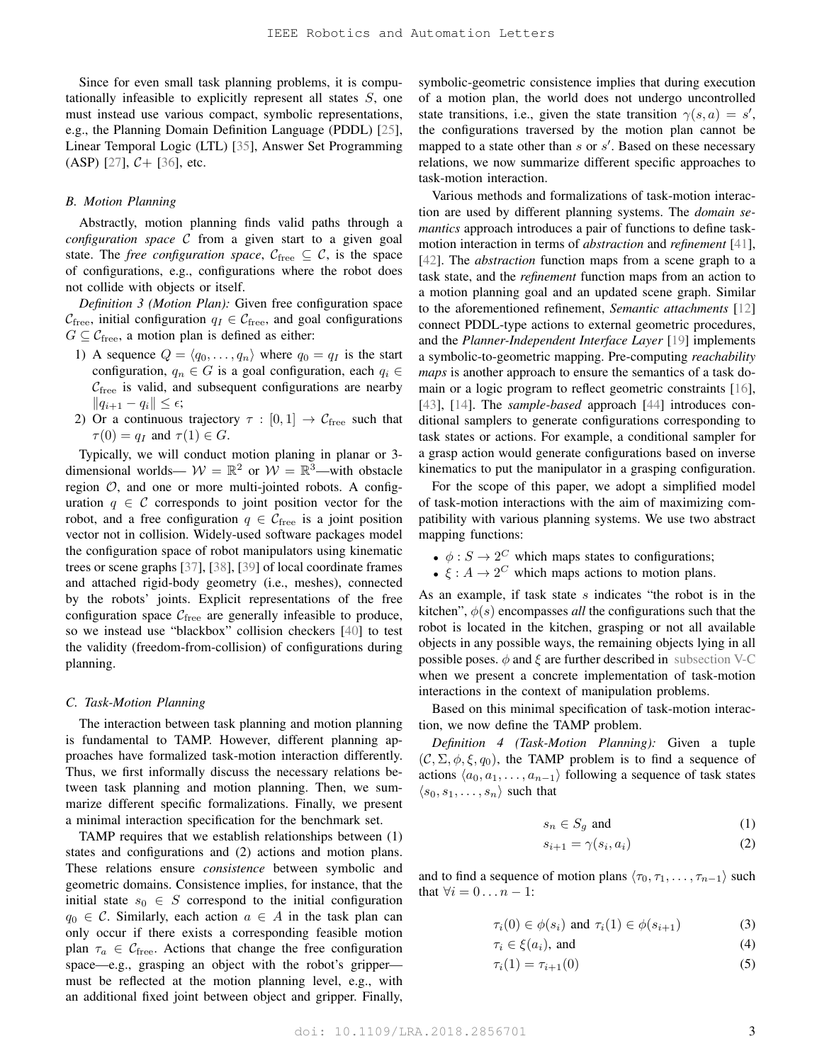Since for even small task planning problems, it is computationally infeasible to explicitly represent all states $S$, one must instead use various compact, symbolic representations, e.g., the Planning Domain Definition Language (PDDL) [25], Linear Temporal Logic (LTL) [35], Answer Set Programming (ASP) [27], $\mathcal{C}+$ [36], etc.

### B. Motion Planning

Abstractly, motion planning finds valid paths through a *configuration space* $\mathcal{C}$ from a given start to a given goal state. The *free configuration space*, $\mathcal{C}_{\text{free}} \subseteq \mathcal{C}$, is the space of configurations, e.g., configurations where the robot does not collide with objects or itself.

*Definition 3 (Motion Plan):* Given free configuration space $\mathcal{C}_{\text{free}}$, initial configuration $q_I \in \mathcal{C}_{\text{free}}$, and goal configurations $G \subseteq \mathcal{C}_{\text{free}}$, a motion plan is defined as either:

1) A sequence $Q = \langle q_0, \ldots, q_n \rangle$ where $q_0 = q_I$ is the start configuration, $q_n \in G$ is a goal configuration, each $q_i \in \mathcal{C}_{\text{free}}$ is valid, and subsequent configurations are nearby $\|q_{i+1} - q_i\| \le \epsilon$;
2) Or a continuous trajectory $\tau : [0, 1] \to \mathcal{C}_{\text{free}}$ such that $\tau(0) = q_I$ and $\tau(1) \in G$.

Typically, we will conduct motion planing in planar or 3-dimensional worlds— $\mathcal{W} = \mathbb{R}^2$ or $\mathcal{W} = \mathbb{R}^3$—with obstacle region $\mathcal{O}$, and one or more multi-jointed robots. A configuration $q \in \mathcal{C}$ corresponds to joint position vector for the robot, and a free configuration $q \in \mathcal{C}_{\text{free}}$ is a joint position vector not in collision. Widely-used software packages model the configuration space of robot manipulators using kinematic trees or scene graphs [37], [38], [39] of local coordinate frames and attached rigid-body geometry (i.e., meshes), connected by the robots' joints. Explicit representations of the free configuration space $\mathcal{C}_{\text{free}}$ are generally infeasible to produce, so we instead use "blackbox" collision checkers [40] to test the validity (freedom-from-collision) of configurations during planning.

### C. Task-Motion Planning

The interaction between task planning and motion planning is fundamental to TAMP. However, different planning approaches have formalized task-motion interaction differently. Thus, we first informally discuss the necessary relations between task planning and motion planning. Then, we summarize different specific formalizations. Finally, we present a minimal interaction specification for the benchmark set.

TAMP requires that we establish relationships between (1) states and configurations and (2) actions and motion plans. These relations ensure *consistence* between symbolic and geometric domains. Consistence implies, for instance, that the initial state $s_0 \in S$ correspond to the initial configuration $q_0 \in \mathcal{C}$. Similarly, each action $a \in A$ in the task plan can only occur if there exists a corresponding feasible motion plan $\tau_a \in \mathcal{C}_{\text{free}}$. Actions that change the free configuration space—e.g., grasping an object with the robot's gripper—must be reflected at the motion planning level, e.g., with an additional fixed joint between object and gripper. Finally, symbolic-geometric consistence implies that during execution of a motion plan, the world does not undergo uncontrolled state transitions, i.e., given the state transition $\gamma(s, a) = s'$, the configurations traversed by the motion plan cannot be mapped to a state other than $s$ or $s'$. Based on these necessary relations, we now summarize different specific approaches to task-motion interaction.

Various methods and formalizations of task-motion interaction are used by different planning systems. The *domain semantics* approach introduces a pair of functions to define task-motion interaction in terms of *abstraction* and *refinement* [41], [42]. The *abstraction* function maps from a scene graph to a task state, and the *refinement* function maps from an action to a motion planning goal and an updated scene graph. Similar to the aforementioned refinement, *Semantic attachments* [12] connect PDDL-type actions to external geometric procedures, and the *Planner-Independent Interface Layer* [19] implements a symbolic-to-geometric mapping. Pre-computing *reachability maps* is another approach to ensure the semantics of a task domain or a logic program to reflect geometric constraints [16], [43], [14]. The *sample-based* approach [44] introduces conditional samplers to generate configurations corresponding to task states or actions. For example, a conditional sampler for a grasp action would generate configurations based on inverse kinematics to put the manipulator in a grasping configuration.

For the scope of this paper, we adopt a simplified model of task-motion interactions with the aim of maximizing compatibility with various planning systems. We use two abstract mapping functions:

- $\phi : S \to 2^C$ which maps states to configurations;
- $\xi : A \to 2^C$ which maps actions to motion plans.

As an example, if task state $s$ indicates "the robot is in the kitchen", $\phi(s)$ encompasses *all* the configurations such that the robot is located in the kitchen, grasping or not all available objects in any possible ways, the remaining objects lying in all possible poses. $\phi$ and $\xi$ are further described in subsection V-C when we present a concrete implementation of task-motion interactions in the context of manipulation problems.

Based on this minimal specification of task-motion interaction, we now define the TAMP problem.

*Definition 4 (Task-Motion Planning):* Given a tuple $(\mathcal{C}, \Sigma, \phi, \xi, q_0)$, the TAMP problem is to find a sequence of actions $\langle a_0, a_1, \ldots, a_{n-1} \rangle$ following a sequence of task states $\langle s_0, s_1, \ldots, s_n \rangle$ such that

$$s_n \in S_g \text{ and} \tag{1}$$

$$s_{i+1} = \gamma(s_i, a_i) \tag{2}$$

and to find a sequence of motion plans $\langle \tau_0, \tau_1, \ldots, \tau_{n-1} \rangle$ such that $\forall i = 0 \ldots n-1$:

$$\tau_i(0) \in \phi(s_i) \text{ and } \tau_i(1) \in \phi(s_{i+1}) \tag{3}$$

$$\tau_i \in \xi(a_i), \text{ and} \tag{4}$$

$$\tau_i(1) = \tau_{i+1}(0) \tag{5}$$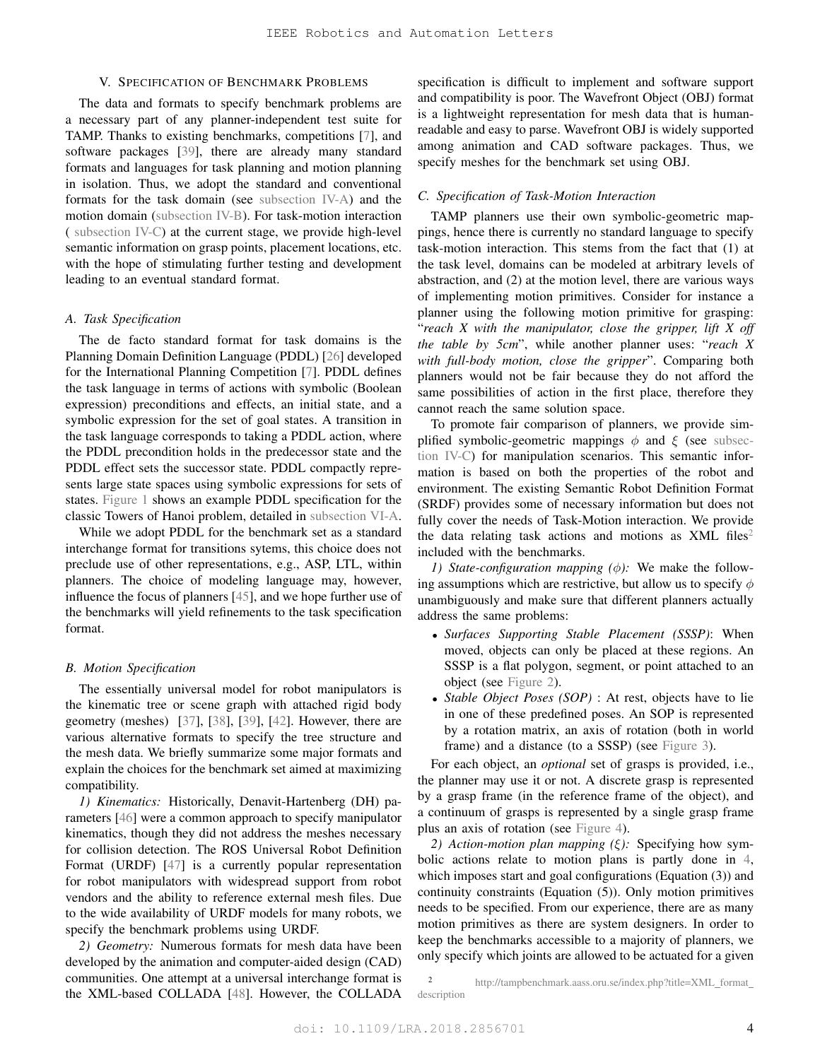## V. Specification of Benchmark Problems

The data and formats to specify benchmark problems are a necessary part of any planner-independent test suite for TAMP. Thanks to existing benchmarks, competitions [7], and software packages [39], there are already many standard formats and languages for task planning and motion planning in isolation. Thus, we adopt the standard and conventional formats for the task domain (see subsection IV-A) and the motion domain (subsection IV-B). For task-motion interaction ( subsection IV-C) at the current stage, we provide high-level semantic information on grasp points, placement locations, etc. with the hope of stimulating further testing and development leading to an eventual standard format.

### A. Task Specification

The de facto standard format for task domains is the Planning Domain Definition Language (PDDL) [26] developed for the International Planning Competition [7]. PDDL defines the task language in terms of actions with symbolic (Boolean expression) preconditions and effects, an initial state, and a symbolic expression for the set of goal states. A transition in the task language corresponds to taking a PDDL action, where the PDDL precondition holds in the predecessor state and the PDDL effect sets the successor state. PDDL compactly represents large state spaces using symbolic expressions for sets of states. Figure 1 shows an example PDDL specification for the classic Towers of Hanoi problem, detailed in subsection VI-A.

While we adopt PDDL for the benchmark set as a standard interchange format for transitions sytems, this choice does not preclude use of other representations, e.g., ASP, LTL, within planners. The choice of modeling language may, however, influence the focus of planners [45], and we hope further use of the benchmarks will yield refinements to the task specification format.

### B. Motion Specification

The essentially universal model for robot manipulators is the kinematic tree or scene graph with attached rigid body geometry (meshes) [37], [38], [39], [42]. However, there are various alternative formats to specify the tree structure and the mesh data. We briefly summarize some major formats and explain the choices for the benchmark set aimed at maximizing compatibility.

*1) Kinematics:* Historically, Denavit-Hartenberg (DH) parameters [46] were a common approach to specify manipulator kinematics, though they did not address the meshes necessary for collision detection. The ROS Universal Robot Definition Format (URDF) [47] is a currently popular representation for robot manipulators with widespread support from robot vendors and the ability to reference external mesh files. Due to the wide availability of URDF models for many robots, we specify the benchmark problems using URDF.

*2) Geometry:* Numerous formats for mesh data have been developed by the animation and computer-aided design (CAD) communities. One attempt at a universal interchange format is the XML-based COLLADA [48]. However, the COLLADA specification is difficult to implement and software support and compatibility is poor. The Wavefront Object (OBJ) format is a lightweight representation for mesh data that is human-readable and easy to parse. Wavefront OBJ is widely supported among animation and CAD software packages. Thus, we specify meshes for the benchmark set using OBJ.

### C. Specification of Task-Motion Interaction

TAMP planners use their own symbolic-geometric mappings, hence there is currently no standard language to specify task-motion interaction. This stems from the fact that (1) at the task level, domains can be modeled at arbitrary levels of abstraction, and (2) at the motion level, there are various ways of implementing motion primitives. Consider for instance a planner using the following motion primitive for grasping: "*reach X with the manipulator, close the gripper, lift X off the table by 5cm*", while another planner uses: "*reach X with full-body motion, close the gripper*". Comparing both planners would not be fair because they do not afford the same possibilities of action in the first place, therefore they cannot reach the same solution space.

To promote fair comparison of planners, we provide simplified symbolic-geometric mappings $\phi$ and $\xi$ (see subsection IV-C) for manipulation scenarios. This semantic information is based on both the properties of the robot and environment. The existing Semantic Robot Definition Format (SRDF) provides some of necessary information but does not fully cover the needs of Task-Motion interaction. We provide the data relating task actions and motions as XML files[2] included with the benchmarks.

*1) State-configuration mapping ($\phi$):* We make the following assumptions which are restrictive, but allow us to specify $\phi$ unambiguously and make sure that different planners actually address the same problems:

- *Surfaces Supporting Stable Placement (SSSP)*: When moved, objects can only be placed at these regions. An SSSP is a flat polygon, segment, or point attached to an object (see Figure 2).
- *Stable Object Poses (SOP)* : At rest, objects have to lie in one of these predefined poses. An SOP is represented by a rotation matrix, an axis of rotation (both in world frame) and a distance (to a SSSP) (see Figure 3).

For each object, an *optional* set of grasps is provided, i.e., the planner may use it or not. A discrete grasp is represented by a grasp frame (in the reference frame of the object), and a continuum of grasps is represented by a single grasp frame plus an axis of rotation (see Figure 4).

*2) Action-motion plan mapping ($\xi$):* Specifying how symbolic actions relate to motion plans is partly done in 4, which imposes start and goal configurations (Equation (3)) and continuity constraints (Equation (5)). Only motion primitives needs to be specified. From our experience, there are as many motion primitives as there are system designers. In order to keep the benchmarks accessible to a majority of planners, we only specify which joints are allowed to be actuated for a given

[2] http://tampbenchmark.aass.oru.se/index.php?title=XML_format_description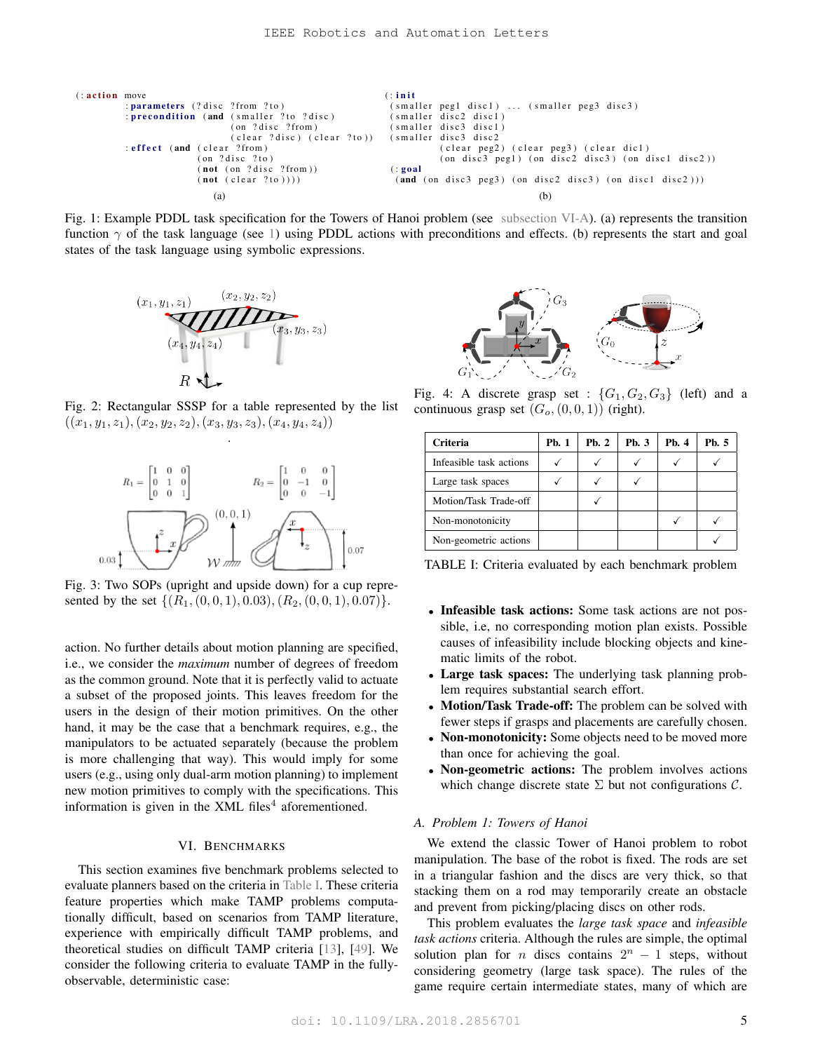```
(:action move
    :parameters (?disc ?from ?to)
    :precondition (and (smaller ?to ?disc)
                       (on ?disc ?from)
                       (clear ?disc) (clear ?to))
    :effect (and (clear ?from)
                 (on ?disc ?to)
                 (not (on ?disc ?from))
                 (not (clear ?to))))
```

(a)

```
(:init
 (smaller peg1 disc1) ... (smaller peg3 disc3)
 (smaller disc2 disc1)
 (smaller disc3 disc1)
 (smaller disc3 disc2
          (clear peg2) (clear peg3) (clear dic1)
          (on disc3 peg1) (on disc2 disc3) (on disc1 disc2))
 (:goal
  (and (on disc3 peg3) (on disc2 disc3) (on disc1 disc2)))
```

(b)

Fig. 1: Example PDDL task specification for the Towers of Hanoi problem (see subsection VI-A). (a) represents the transition function $\gamma$ of the task language (see 1) using PDDL actions with preconditions and effects. (b) represents the start and goal states of the task language using symbolic expressions.

Fig. 2: Rectangular SSSP for a table represented by the list $((x_1, y_1, z_1), (x_2, y_2, z_2), (x_3, y_3, z_3), (x_4, y_4, z_4))$

.

Fig. 3: Two SOPs (upright and upside down) for a cup represented by the set $\{(R_1, (0, 0, 1), 0.03), (R_2, (0, 0, 1), 0.07)\}$.

action. No further details about motion planning are specified, i.e., we consider the *maximum* number of degrees of freedom as the common ground. Note that it is perfectly valid to actuate a subset of the proposed joints. This leaves freedom for the users in the design of their motion primitives. On the other hand, it may be the case that a benchmark requires, e.g., the manipulators to be actuated separately (because the problem is more challenging that way). This would imply for some users (e.g., using only dual-arm motion planning) to implement new motion primitives to comply with the specifications. This information is given in the XML files[4] aforementioned.

## VI. Benchmarks

This section examines five benchmark problems selected to evaluate planners based on the criteria in Table I. These criteria feature properties which make TAMP problems computationally difficult, based on scenarios from TAMP literature, experience with empirically difficult TAMP problems, and theoretical studies on difficult TAMP criteria [13], [49]. We consider the following criteria to evaluate TAMP in the fully-observable, deterministic case:

Fig. 4: A discrete grasp set : $\{G_1, G_2, G_3\}$ (left) and a continuous grasp set $(G_o, (0, 0, 1))$ (right).

| Criteria | Pb. 1 | Pb. 2 | Pb. 3 | Pb. 4 | Pb. 5 |
|---|---|---|---|---|---|
| Infeasible task actions | ✓ | ✓ | ✓ | ✓ | ✓ |
| Large task spaces | ✓ | ✓ | ✓ | | |
| Motion/Task Trade-off | | ✓ | | | |
| Non-monotonicity | | | | ✓ | ✓ |
| Non-geometric actions | | | | | ✓ |

TABLE I: Criteria evaluated by each benchmark problem

- **Infeasible task actions:** Some task actions are not possible, i.e, no corresponding motion plan exists. Possible causes of infeasibility include blocking objects and kinematic limits of the robot.
- **Large task spaces:** The underlying task planning problem requires substantial search effort.
- **Motion/Task Trade-off:** The problem can be solved with fewer steps if grasps and placements are carefully chosen.
- **Non-monotonicity:** Some objects need to be moved more than once for achieving the goal.
- **Non-geometric actions:** The problem involves actions which change discrete state $\Sigma$ but not configurations $\mathcal{C}$.

### A. Problem 1: Towers of Hanoi

We extend the classic Tower of Hanoi problem to robot manipulation. The base of the robot is fixed. The rods are set in a triangular fashion and the discs are very thick, so that stacking them on a rod may temporarily create an obstacle and prevent from picking/placing discs on other rods.

This problem evaluates the *large task space* and *infeasible task actions* criteria. Although the rules are simple, the optimal solution plan for $n$ discs contains $2^n - 1$ steps, without considering geometry (large task space). The rules of the game require certain intermediate states, many of which are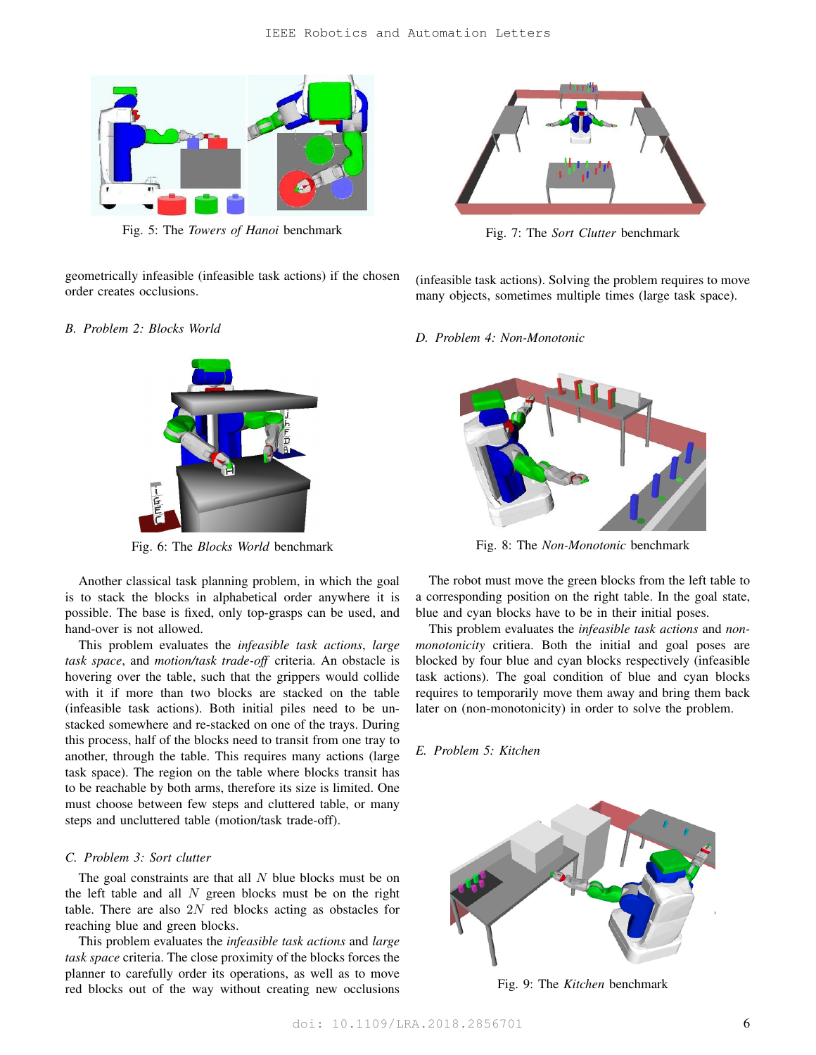Fig. 5: The *Towers of Hanoi* benchmark

geometrically infeasible (infeasible task actions) if the chosen order creates occlusions.

### B. Problem 2: Blocks World

Fig. 6: The *Blocks World* benchmark

Another classical task planning problem, in which the goal is to stack the blocks in alphabetical order anywhere it is possible. The base is fixed, only top-grasps can be used, and hand-over is not allowed.

This problem evaluates the *infeasible task actions*, *large task space*, and *motion/task trade-off* criteria. An obstacle is hovering over the table, such that the grippers would collide with it if more than two blocks are stacked on the table (infeasible task actions). Both initial piles need to be unstacked somewhere and re-stacked on one of the trays. During this process, half of the blocks need to transit from one tray to another, through the table. This requires many actions (large task space). The region on the table where blocks transit has to be reachable by both arms, therefore its size is limited. One must choose between few steps and cluttered table, or many steps and uncluttered table (motion/task trade-off).

### C. Problem 3: Sort clutter

The goal constraints are that all $N$ blue blocks must be on the left table and all $N$ green blocks must be on the right table. There are also $2N$ red blocks acting as obstacles for reaching blue and green blocks.

This problem evaluates the *infeasible task actions* and *large task space* criteria. The close proximity of the blocks forces the planner to carefully order its operations, as well as to move red blocks out of the way without creating new occlusions (infeasible task actions). Solving the problem requires to move many objects, sometimes multiple times (large task space).

Fig. 7: The *Sort Clutter* benchmark

### D. Problem 4: Non-Monotonic

Fig. 8: The *Non-Monotonic* benchmark

The robot must move the green blocks from the left table to a corresponding position on the right table. In the goal state, blue and cyan blocks have to be in their initial poses.

This problem evaluates the *infeasible task actions* and *non-monotonicity* critiera. Both the initial and goal poses are blocked by four blue and cyan blocks respectively (infeasible task actions). The goal condition of blue and cyan blocks requires to temporarily move them away and bring them back later on (non-monotonicity) in order to solve the problem.

### E. Problem 5: Kitchen

Fig. 9: The *Kitchen* benchmark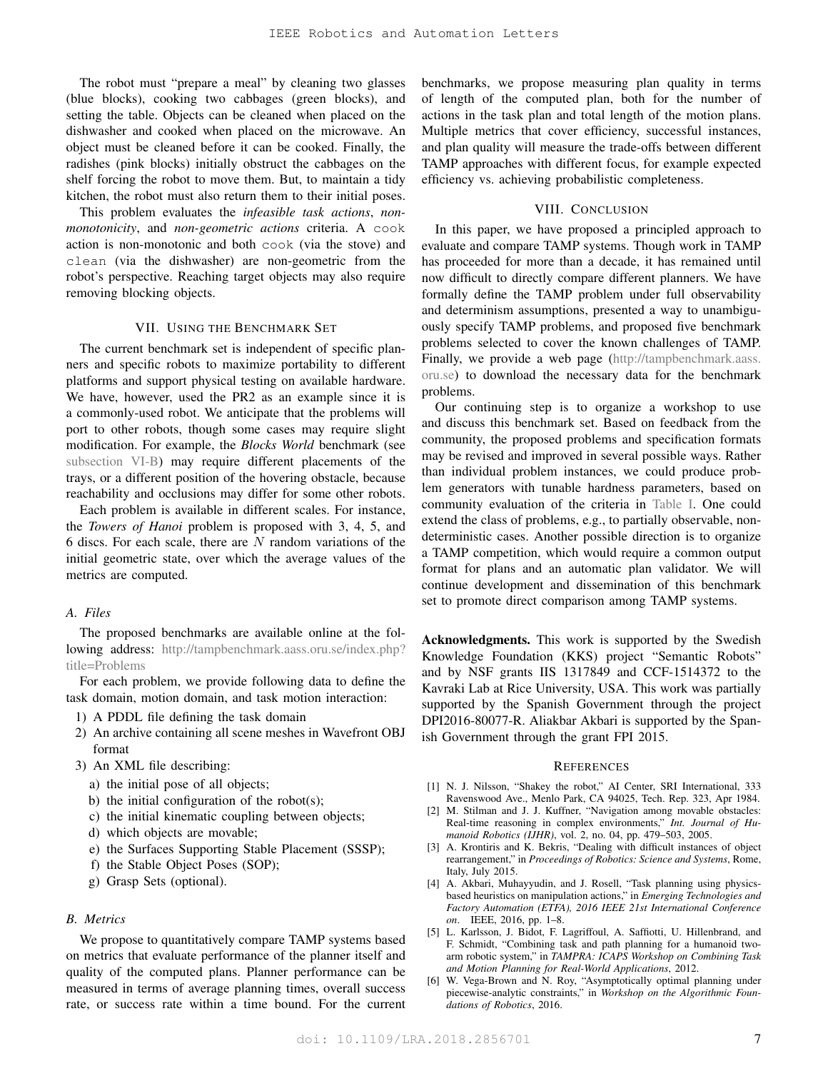The robot must "prepare a meal" by cleaning two glasses (blue blocks), cooking two cabbages (green blocks), and setting the table. Objects can be cleaned when placed on the dishwasher and cooked when placed on the microwave. An object must be cleaned before it can be cooked. Finally, the radishes (pink blocks) initially obstruct the cabbages on the shelf forcing the robot to move them. But, to maintain a tidy kitchen, the robot must also return them to their initial poses.

This problem evaluates the *infeasible task actions*, *non-monotonicity*, and *non-geometric actions* criteria. A `cook` action is non-monotonic and both `cook` (via the stove) and `clean` (via the dishwasher) are non-geometric from the robot's perspective. Reaching target objects may also require removing blocking objects.

## VII. Using the Benchmark Set

The current benchmark set is independent of specific planners and specific robots to maximize portability to different platforms and support physical testing on available hardware. We have, however, used the PR2 as an example since it is a commonly-used robot. We anticipate that the problems will port to other robots, though some cases may require slight modification. For example, the *Blocks World* benchmark (see subsection VI-B) may require different placements of the trays, or a different position of the hovering obstacle, because reachability and occlusions may differ for some other robots.

Each problem is available in different scales. For instance, the *Towers of Hanoi* problem is proposed with 3, 4, 5, and 6 discs. For each scale, there are $N$ random variations of the initial geometric state, over which the average values of the metrics are computed.

### A. Files

The proposed benchmarks are available online at the following address: http://tampbenchmark.aass.oru.se/index.php?title=Problems

For each problem, we provide following data to define the task domain, motion domain, and task motion interaction:

1) A PDDL file defining the task domain
2) An archive containing all scene meshes in Wavefront OBJ format
3) An XML file describing:
   a) the initial pose of all objects;
   b) the initial configuration of the robot(s);
   c) the initial kinematic coupling between objects;
   d) which objects are movable;
   e) the Surfaces Supporting Stable Placement (SSSP);
   f) the Stable Object Poses (SOP);
   g) Grasp Sets (optional).

### B. Metrics

We propose to quantitatively compare TAMP systems based on metrics that evaluate performance of the planner itself and quality of the computed plans. Planner performance can be measured in terms of average planning times, overall success rate, or success rate within a time bound. For the current benchmarks, we propose measuring plan quality in terms of length of the computed plan, both for the number of actions in the task plan and total length of the motion plans. Multiple metrics that cover efficiency, successful instances, and plan quality will measure the trade-offs between different TAMP approaches with different focus, for example expected efficiency vs. achieving probabilistic completeness.

## VIII. Conclusion

In this paper, we have proposed a principled approach to evaluate and compare TAMP systems. Though work in TAMP has proceeded for more than a decade, it has remained until now difficult to directly compare different planners. We have formally define the TAMP problem under full observability and determinism assumptions, presented a way to unambiguously specify TAMP problems, and proposed five benchmark problems selected to cover the known challenges of TAMP. Finally, we provide a web page (http://tampbenchmark.aass.oru.se) to download the necessary data for the benchmark problems.

Our continuing step is to organize a workshop to use and discuss this benchmark set. Based on feedback from the community, the proposed problems and specification formats may be revised and improved in several possible ways. Rather than individual problem instances, we could produce problem generators with tunable hardness parameters, based on community evaluation of the criteria in Table I. One could extend the class of problems, e.g., to partially observable, nondeterministic cases. Another possible direction is to organize a TAMP competition, which would require a common output format for plans and an automatic plan validator. We will continue development and dissemination of this benchmark set to promote direct comparison among TAMP systems.

**Acknowledgments.** This work is supported by the Swedish Knowledge Foundation (KKS) project "Semantic Robots" and by NSF grants IIS 1317849 and CCF-1514372 to the Kavraki Lab at Rice University, USA. This work was partially supported by the Spanish Government through the project DPI2016-80077-R. Aliakbar Akbari is supported by the Spanish Government through the grant FPI 2015.

## References

[1] N. J. Nilsson, "Shakey the robot," AI Center, SRI International, 333 Ravenswood Ave., Menlo Park, CA 94025, Tech. Rep. 323, Apr 1984.

[2] M. Stilman and J. J. Kuffner, "Navigation among movable obstacles: Real-time reasoning in complex environments," *Int. Journal of Humanoid Robotics (IJHR)*, vol. 2, no. 04, pp. 479–503, 2005.

[3] A. Krontiris and K. Bekris, "Dealing with difficult instances of object rearrangement," in *Proceedings of Robotics: Science and Systems*, Rome, Italy, July 2015.

[4] A. Akbari, Muhayyudin, and J. Rosell, "Task planning using physics-based heuristics on manipulation actions," in *Emerging Technologies and Factory Automation (ETFA), 2016 IEEE 21st International Conference on*. IEEE, 2016, pp. 1–8.

[5] L. Karlsson, J. Bidot, F. Lagriffoul, A. Saffiotti, U. Hillenbrand, and F. Schmidt, "Combining task and path planning for a humanoid two-arm robotic system," in *TAMPRA: ICAPS Workshop on Combining Task and Motion Planning for Real-World Applications*, 2012.

[6] W. Vega-Brown and N. Roy, "Asymptotically optimal planning under piecewise-analytic constraints," in *Workshop on the Algorithmic Foundations of Robotics*, 2016.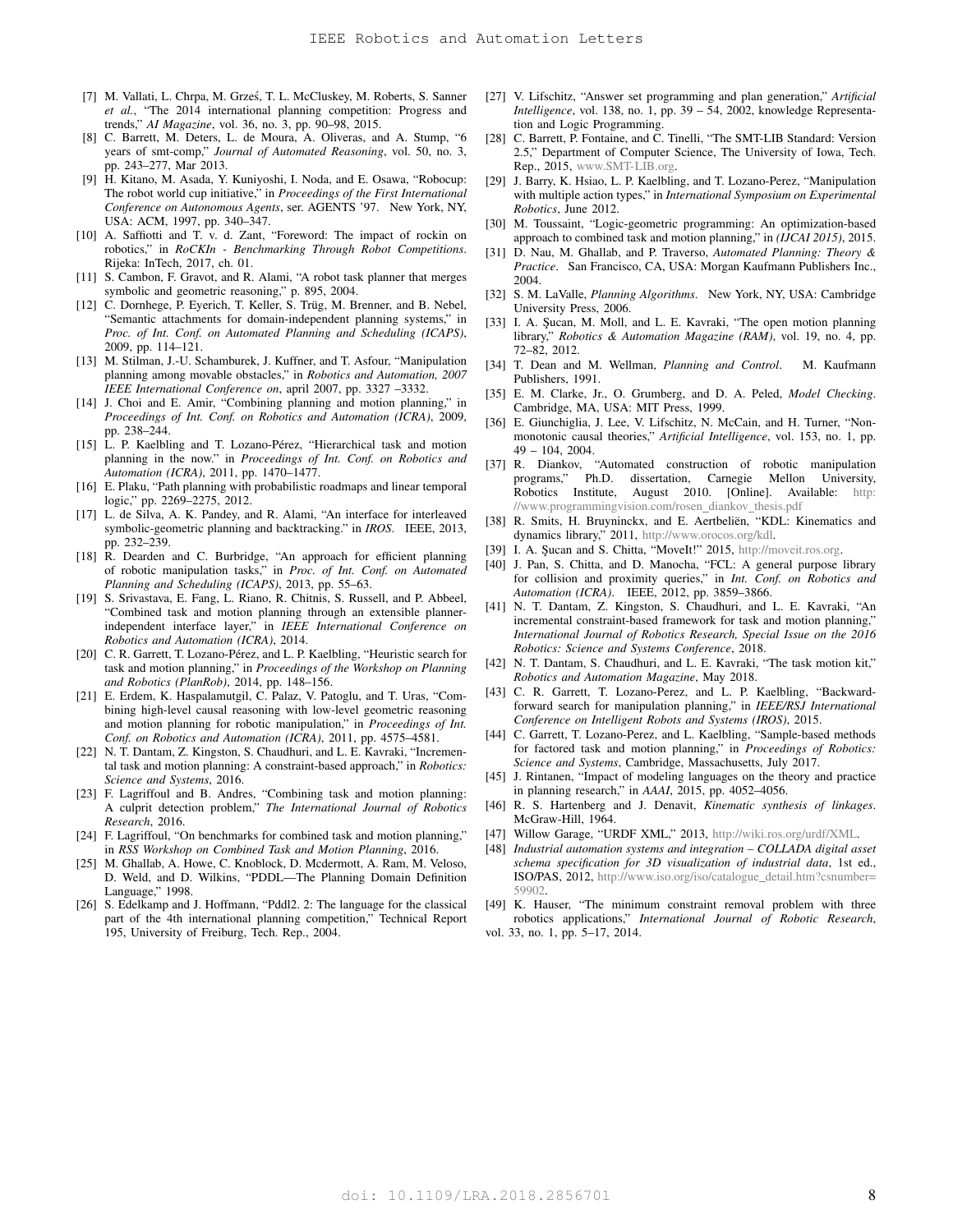[7] M. Vallati, L. Chrpa, M. Grześ, T. L. McCluskey, M. Roberts, S. Sanner *et al.*, "The 2014 international planning competition: Progress and trends," *AI Magazine*, vol. 36, no. 3, pp. 90–98, 2015.

[8] C. Barrett, M. Deters, L. de Moura, A. Oliveras, and A. Stump, "6 years of smt-comp," *Journal of Automated Reasoning*, vol. 50, no. 3, pp. 243–277, Mar 2013.

[9] H. Kitano, M. Asada, Y. Kuniyoshi, I. Noda, and E. Osawa, "Robocup: The robot world cup initiative," in *Proceedings of the First International Conference on Autonomous Agents*, ser. AGENTS '97. New York, NY, USA: ACM, 1997, pp. 340–347.

[10] A. Saffiotti and T. v. d. Zant, "Foreword: The impact of rockin on robotics," in *RoCKIn - Benchmarking Through Robot Competitions*. Rijeka: InTech, 2017, ch. 01.

[11] S. Cambon, F. Gravot, and R. Alami, "A robot task planner that merges symbolic and geometric reasoning," p. 895, 2004.

[12] C. Dornhege, P. Eyerich, T. Keller, S. Trüg, M. Brenner, and B. Nebel, "Semantic attachments for domain-independent planning systems," in *Proc. of Int. Conf. on Automated Planning and Scheduling (ICAPS)*, 2009, pp. 114–121.

[13] M. Stilman, J.-U. Schamburek, J. Kuffner, and T. Asfour, "Manipulation planning among movable obstacles," in *Robotics and Automation, 2007 IEEE International Conference on*, april 2007, pp. 3327 –3332.

[14] J. Choi and E. Amir, "Combining planning and motion planning," in *Proceedings of Int. Conf. on Robotics and Automation (ICRA)*, 2009, pp. 238–244.

[15] L. P. Kaelbling and T. Lozano-Pérez, "Hierarchical task and motion planning in the now." in *Proceedings of Int. Conf. on Robotics and Automation (ICRA)*, 2011, pp. 1470–1477.

[16] E. Plaku, "Path planning with probabilistic roadmaps and linear temporal logic," pp. 2269–2275, 2012.

[17] L. de Silva, A. K. Pandey, and R. Alami, "An interface for interleaved symbolic-geometric planning and backtracking." in *IROS*. IEEE, 2013, pp. 232–239.

[18] R. Dearden and C. Burbridge, "An approach for efficient planning of robotic manipulation tasks," in *Proc. of Int. Conf. on Automated Planning and Scheduling (ICAPS)*, 2013, pp. 55–63.

[19] S. Srivastava, E. Fang, L. Riano, R. Chitnis, S. Russell, and P. Abbeel, "Combined task and motion planning through an extensible planner-independent interface layer," in *IEEE International Conference on Robotics and Automation (ICRA)*, 2014.

[20] C. R. Garrett, T. Lozano-Pérez, and L. P. Kaelbling, "Heuristic search for task and motion planning," in *Proceedings of the Workshop on Planning and Robotics (PlanRob)*, 2014, pp. 148–156.

[21] E. Erdem, K. Haspalamutgil, C. Palaz, V. Patoglu, and T. Uras, "Combining high-level causal reasoning with low-level geometric reasoning and motion planning for robotic manipulation," in *Proceedings of Int. Conf. on Robotics and Automation (ICRA)*, 2011, pp. 4575–4581.

[22] N. T. Dantam, Z. Kingston, S. Chaudhuri, and L. E. Kavraki, "Incremental task and motion planning: A constraint-based approach," in *Robotics: Science and Systems*, 2016.

[23] F. Lagriffoul and B. Andres, "Combining task and motion planning: A culprit detection problem," *The International Journal of Robotics Research*, 2016.

[24] F. Lagriffoul, "On benchmarks for combined task and motion planning," in *RSS Workshop on Combined Task and Motion Planning*, 2016.

[25] M. Ghallab, A. Howe, C. Knoblock, D. Mcdermott, A. Ram, M. Veloso, D. Weld, and D. Wilkins, "PDDL—The Planning Domain Definition Language," 1998.

[26] S. Edelkamp and J. Hoffmann, "Pddl2. 2: The language for the classical part of the 4th international planning competition," Technical Report 195, University of Freiburg, Tech. Rep., 2004.

[27] V. Lifschitz, "Answer set programming and plan generation," *Artificial Intelligence*, vol. 138, no. 1, pp. 39 – 54, 2002, knowledge Representation and Logic Programming.

[28] C. Barrett, P. Fontaine, and C. Tinelli, "The SMT-LIB Standard: Version 2.5," Department of Computer Science, The University of Iowa, Tech. Rep., 2015, www.SMT-LIB.org.

[29] J. Barry, K. Hsiao, L. P. Kaelbling, and T. Lozano-Perez, "Manipulation with multiple action types," in *International Symposium on Experimental Robotics*, June 2012.

[30] M. Toussaint, "Logic-geometric programming: An optimization-based approach to combined task and motion planning," in *(IJCAI 2015)*, 2015.

[31] D. Nau, M. Ghallab, and P. Traverso, *Automated Planning: Theory & Practice*. San Francisco, CA, USA: Morgan Kaufmann Publishers Inc., 2004.

[32] S. M. LaValle, *Planning Algorithms*. New York, NY, USA: Cambridge University Press, 2006.

[33] I. A. Şucan, M. Moll, and L. E. Kavraki, "The open motion planning library," *Robotics & Automation Magazine (RAM)*, vol. 19, no. 4, pp. 72–82, 2012.

[34] T. Dean and M. Wellman, *Planning and Control*. M. Kaufmann Publishers, 1991.

[35] E. M. Clarke, Jr., O. Grumberg, and D. A. Peled, *Model Checking*. Cambridge, MA, USA: MIT Press, 1999.

[36] E. Giunchiglia, J. Lee, V. Lifschitz, N. McCain, and H. Turner, "Nonmonotonic causal theories," *Artificial Intelligence*, vol. 153, no. 1, pp. 49 – 104, 2004.

[37] R. Diankov, "Automated construction of robotic manipulation programs," Ph.D. dissertation, Carnegie Mellon University, Robotics Institute, August 2010. [Online]. Available: http://www.programmingvision.com/rosen_diankov_thesis.pdf

[38] R. Smits, H. Bruyninckx, and E. Aertbeliën, "KDL: Kinematics and dynamics library," 2011, http://www.orocos.org/kdl.

[39] I. A. Şucan and S. Chitta, "MoveIt!" 2015, http://moveit.ros.org.

[40] J. Pan, S. Chitta, and D. Manocha, "FCL: A general purpose library for collision and proximity queries," in *Int. Conf. on Robotics and Automation (ICRA)*. IEEE, 2012, pp. 3859–3866.

[41] N. T. Dantam, Z. Kingston, S. Chaudhuri, and L. E. Kavraki, "An incremental constraint-based framework for task and motion planning," *International Journal of Robotics Research, Special Issue on the 2016 Robotics: Science and Systems Conference*, 2018.

[42] N. T. Dantam, S. Chaudhuri, and L. E. Kavraki, "The task motion kit," *Robotics and Automation Magazine*, May 2018.

[43] C. R. Garrett, T. Lozano-Perez, and L. P. Kaelbling, "Backward-forward search for manipulation planning," in *IEEE/RSJ International Conference on Intelligent Robots and Systems (IROS)*, 2015.

[44] C. Garrett, T. Lozano-Perez, and L. Kaelbling, "Sample-based methods for factored task and motion planning," in *Proceedings of Robotics: Science and Systems*, Cambridge, Massachusetts, July 2017.

[45] J. Rintanen, "Impact of modeling languages on the theory and practice in planning research," in *AAAI*, 2015, pp. 4052–4056.

[46] R. S. Hartenberg and J. Denavit, *Kinematic synthesis of linkages*. McGraw-Hill, 1964.

[47] Willow Garage, "URDF XML," 2013, http://wiki.ros.org/urdf/XML.

[48] *Industrial automation systems and integration – COLLADA digital asset schema specification for 3D visualization of industrial data*, 1st ed., ISO/PAS, 2012, http://www.iso.org/iso/catalogue_detail.htm?csnumber=59902.

[49] K. Hauser, "The minimum constraint removal problem with three robotics applications," *International Journal of Robotic Research*, vol. 33, no. 1, pp. 5–17, 2014.